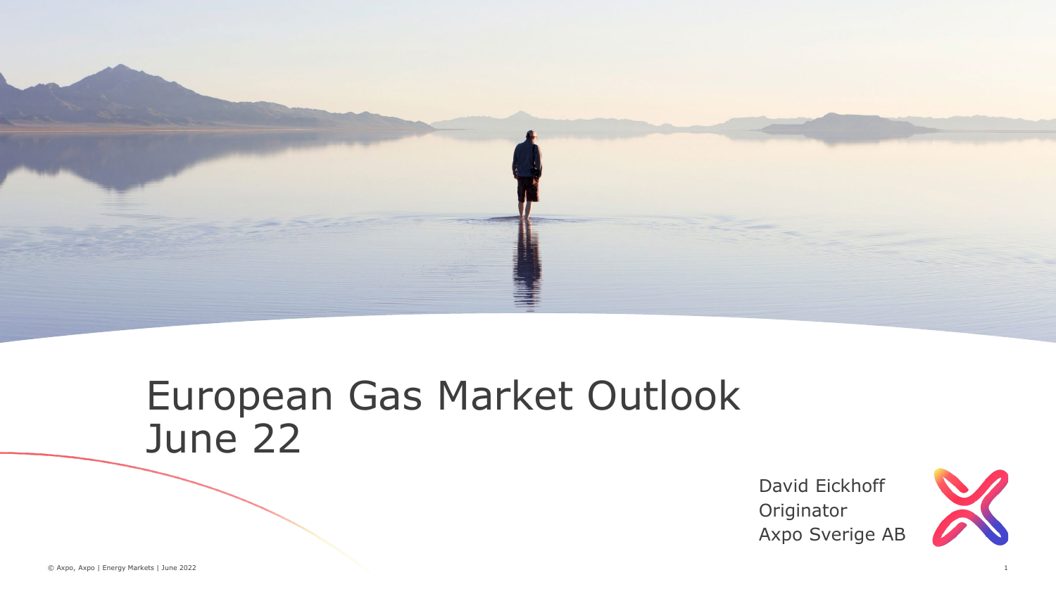# European Gas Market Outlook June 22

David Eickhoff
Originator
Axpo Sverige AB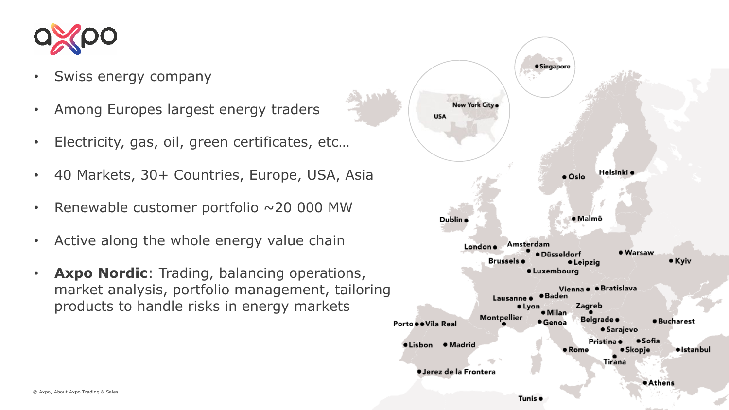- Swiss energy company
- Among Europes largest energy traders
- Electricity, gas, oil, green certificates, etc…
- 40 Markets, 30+ Countries, Europe, USA, Asia
- Renewable customer portfolio ~20 000 MW
- Active along the whole energy value chain
- **Axpo Nordic**: Trading, balancing operations, market analysis, portfolio management, tailoring products to handle risks in energy markets

Singapore, New York City, USA, Helsinki, Oslo, Malmö, Dublin, London, Amsterdam, Düsseldorf, Warsaw, Kyiv, Brussels, Leipzig, Luxembourg, Vienna, Bratislava, Lausanne, Baden, Lyon, Zagreb, Milan, Montpellier, Genoa, Belgrade, Bucharest, Sarajevo, Porto, Vila Real, Lisbon, Madrid, Pristina, Sofia, Rome, Skopje, Istanbul, Tirana, Jerez de la Frontera, Athens, Tunis

© Axpo, About Axpo Trading & Sales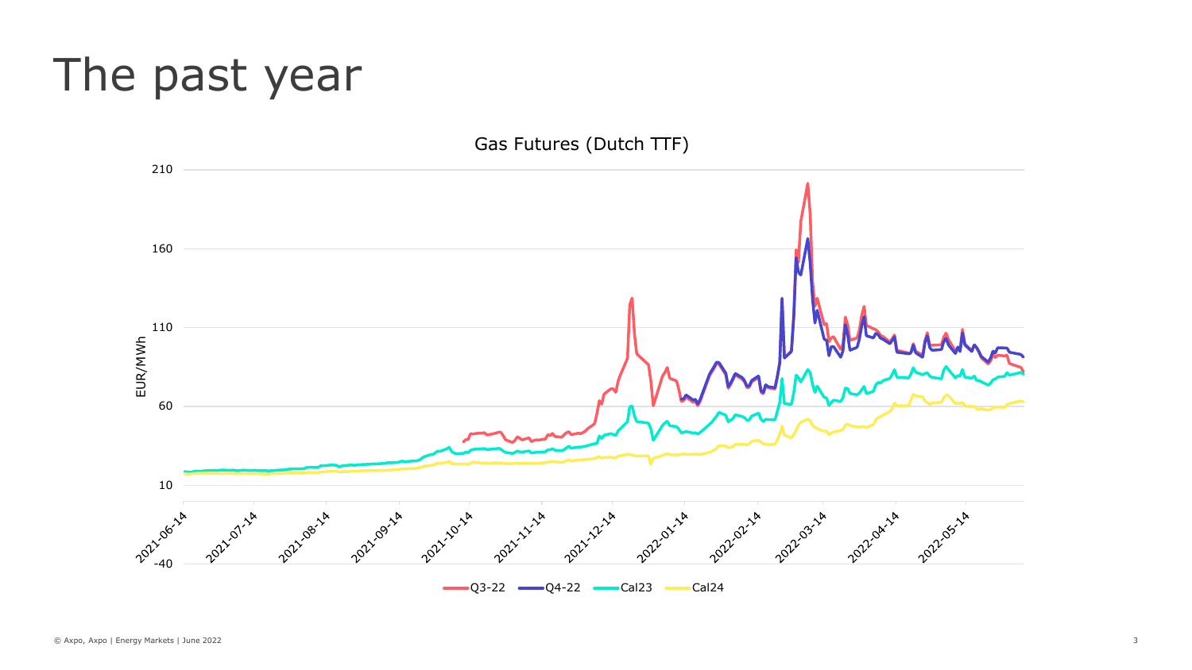# The past year

Gas Futures (Dutch TTF)

EUR/MWh

Y-axis: -40, 10, 60, 110, 160, 210

X-axis: 2021-06-14, 2021-07-14, 2021-08-14, 2021-09-14, 2021-10-14, 2021-11-14, 2021-12-14, 2022-01-14, 2022-02-14, 2022-03-14, 2022-04-14, 2022-05-14

Legend: Q3-22, Q4-22, Cal23, Cal24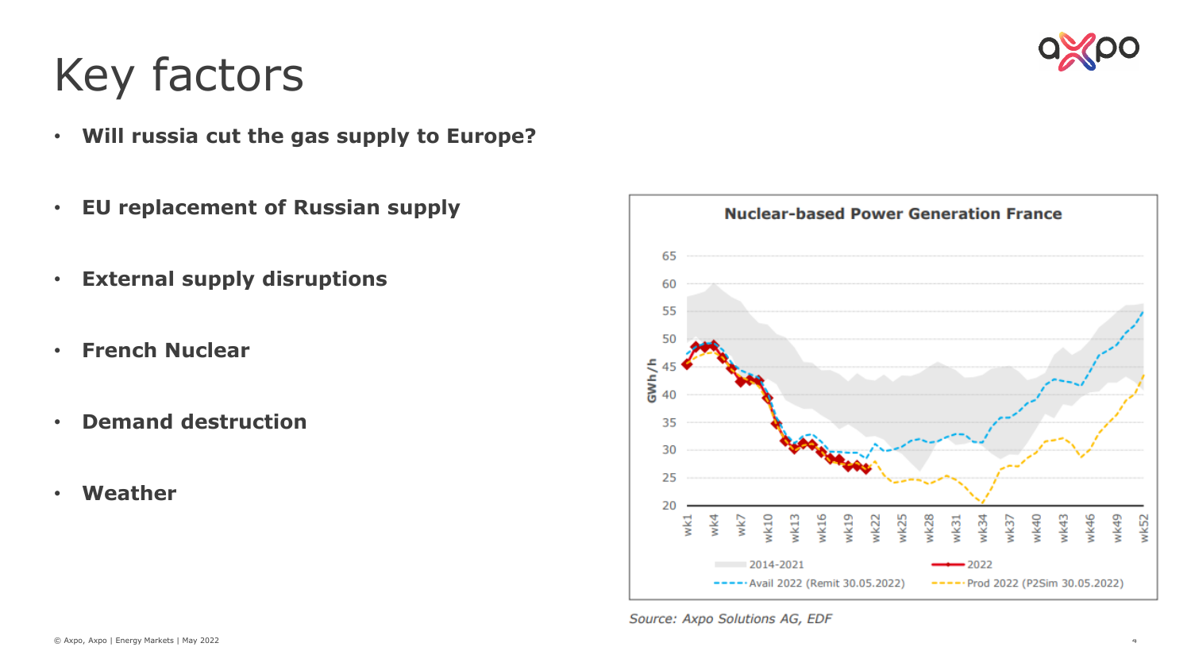# Key factors

- **Will russia cut the gas supply to Europe?**
- **EU replacement of Russian supply**
- **External supply disruptions**
- **French Nuclear**
- **Demand destruction**
- **Weather**

**Nuclear-based Power Generation France**

Source: *Axpo Solutions AG, EDF*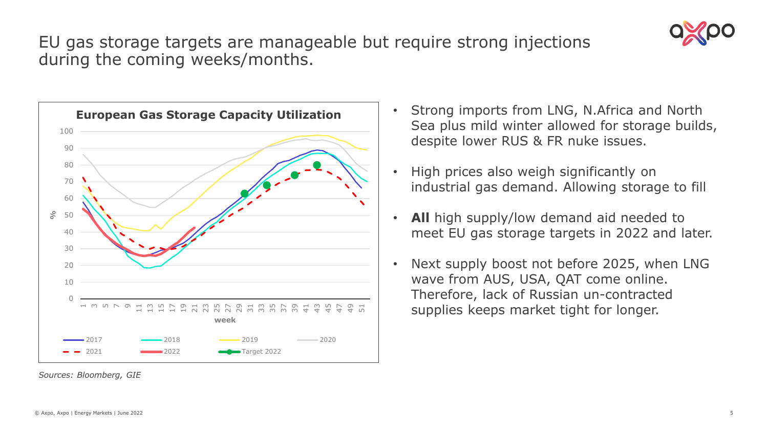# EU gas storage targets are manageable but require strong injections during the coming weeks/months.

**European Gas Storage Capacity Utilization**

- Strong imports from LNG, N.Africa and North Sea plus mild winter allowed for storage builds, despite lower RUS & FR nuke issues.
- High prices also weigh significantly on industrial gas demand. Allowing storage to fill
- **All** high supply/low demand aid needed to meet EU gas storage targets in 2022 and later.
- Next supply boost not before 2025, when LNG wave from AUS, USA, QAT come online. Therefore, lack of Russian un-contracted supplies keeps market tight for longer.

*Sources: Bloomberg, GIE*

© Axpo, Axpo | Energy Markets | June 2022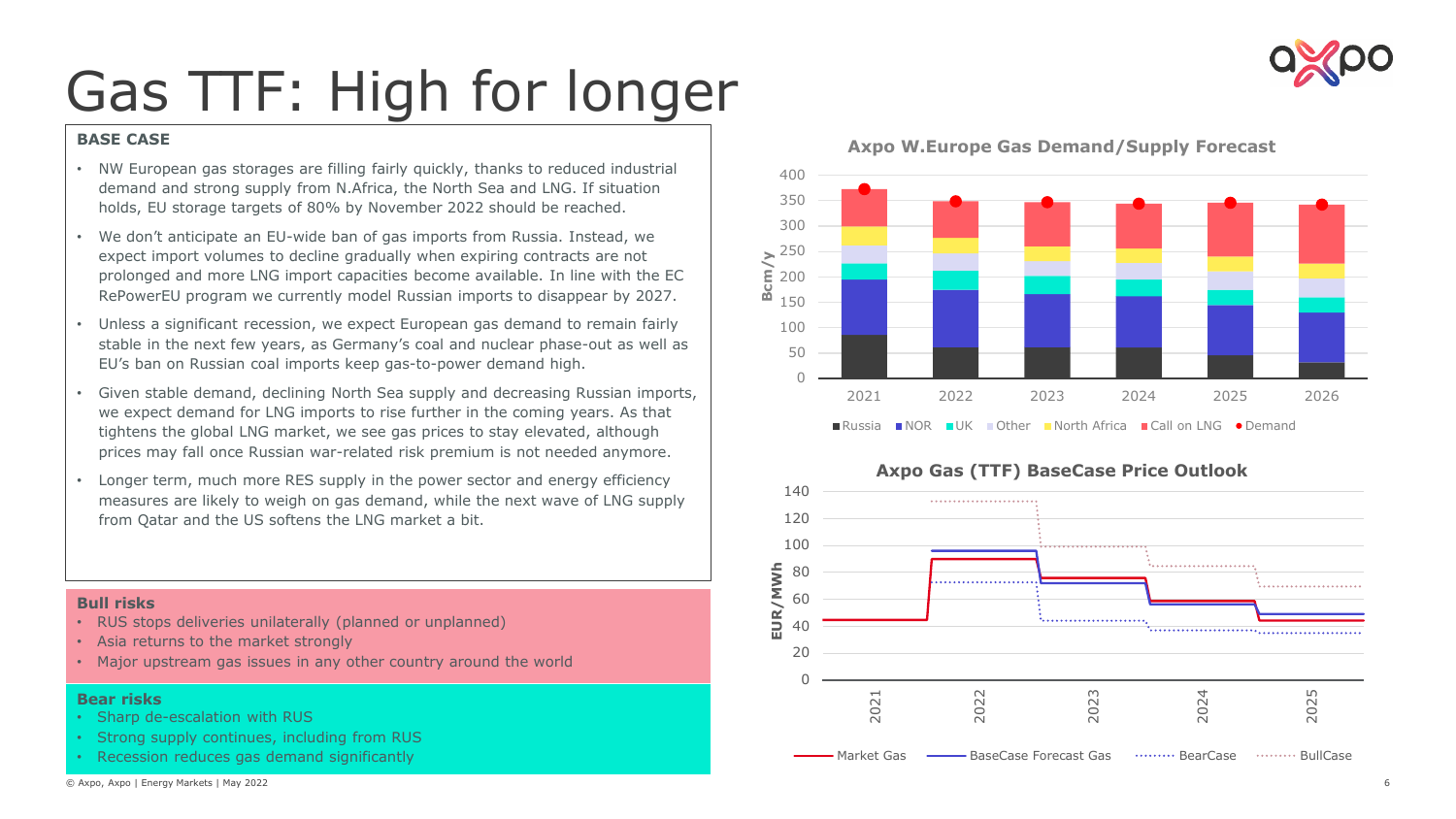# Gas TTF: High for longer

**BASE CASE**

- NW European gas storages are filling fairly quickly, thanks to reduced industrial demand and strong supply from N.Africa, the North Sea and LNG. If situation holds, EU storage targets of 80% by November 2022 should be reached.
- We don't anticipate an EU-wide ban of gas imports from Russia. Instead, we expect import volumes to decline gradually when expiring contracts are not prolonged and more LNG import capacities become available. In line with the EC RePowerEU program we currently model Russian imports to disappear by 2027.
- Unless a significant recession, we expect European gas demand to remain fairly stable in the next few years, as Germany's coal and nuclear phase-out as well as EU's ban on Russian coal imports keep gas-to-power demand high.
- Given stable demand, declining North Sea supply and decreasing Russian imports, we expect demand for LNG imports to rise further in the coming years. As that tightens the global LNG market, we see gas prices to stay elevated, although prices may fall once Russian war-related risk premium is not needed anymore.
- Longer term, much more RES supply in the power sector and energy efficiency measures are likely to weigh on gas demand, while the next wave of LNG supply from Qatar and the US softens the LNG market a bit.

**Bull risks**

- RUS stops deliveries unilaterally (planned or unplanned)
- Asia returns to the market strongly
- Major upstream gas issues in any other country around the world

**Bear risks**

- Sharp de-escalation with RUS
- Strong supply continues, including from RUS
- Recession reduces gas demand significantly

**Axpo W.Europe Gas Demand/Supply Forecast**

Bcm/y; years 2021–2026; series: Russia, NOR, UK, Other, North Africa, Call on LNG, Demand

**Axpo Gas (TTF) BaseCase Price Outlook**

EUR/MWh; years 2021–2025; series: Market Gas, BaseCase Forecast Gas, BearCase, BullCase

© Axpo, Axpo | Energy Markets | May 2022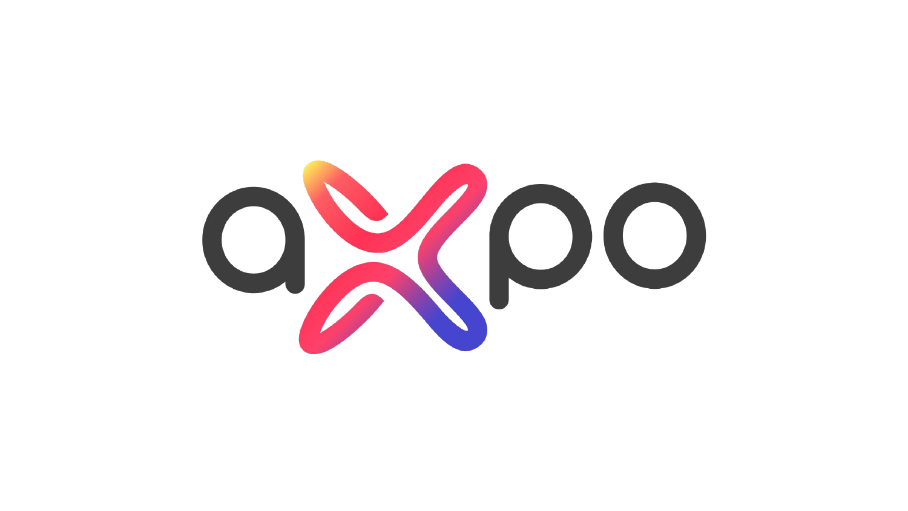axpo